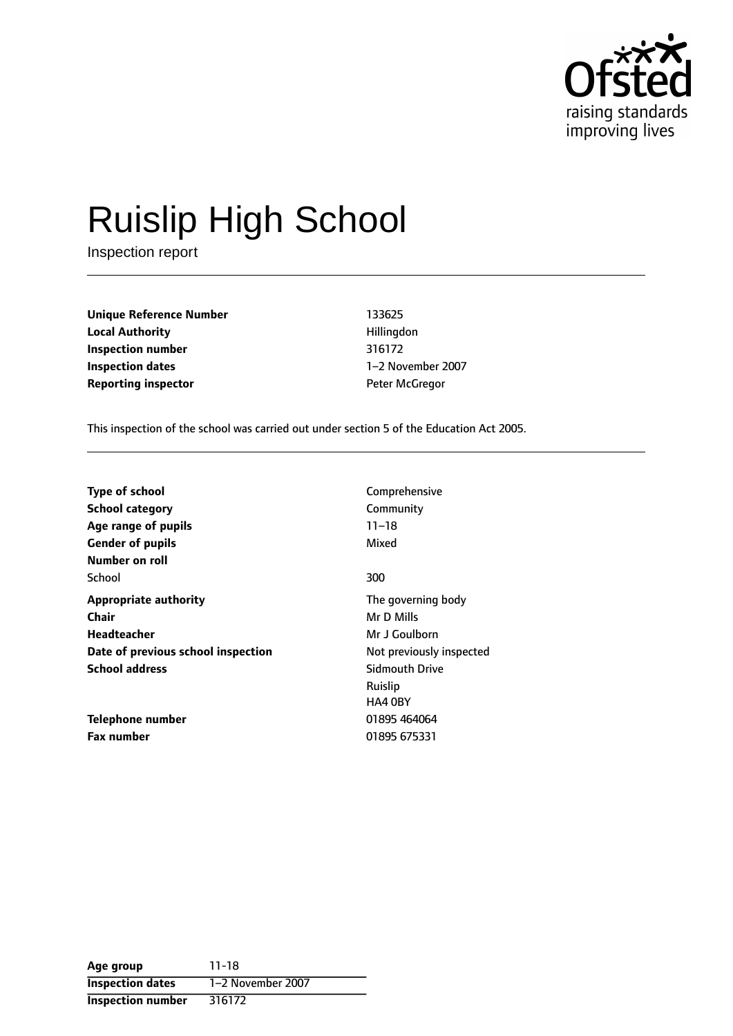Ofsted
raising standards
improving lives

# Ruislip High School

Inspection report

| | |
|---|---|
| **Unique Reference Number** | 133625 |
| **Local Authority** | Hillingdon |
| **Inspection number** | 316172 |
| **Inspection dates** | 1–2 November 2007 |
| **Reporting inspector** | Peter McGregor |

This inspection of the school was carried out under section 5 of the Education Act 2005.

| | |
|---|---|
| **Type of school** | Comprehensive |
| **School category** | Community |
| **Age range of pupils** | 11–18 |
| **Gender of pupils** | Mixed |
| **Number on roll** | |
| School | 300 |
| **Appropriate authority** | The governing body |
| **Chair** | Mr D Mills |
| **Headteacher** | Mr J Goulborn |
| **Date of previous school inspection** | Not previously inspected |
| **School address** | Sidmouth Drive<br>Ruislip<br>HA4 0BY |
| **Telephone number** | 01895 464064 |
| **Fax number** | 01895 675331 |

| | |
|---|---|
| **Age group** | 11-18 |
| **Inspection dates** | 1–2 November 2007 |
| **Inspection number** | 316172 |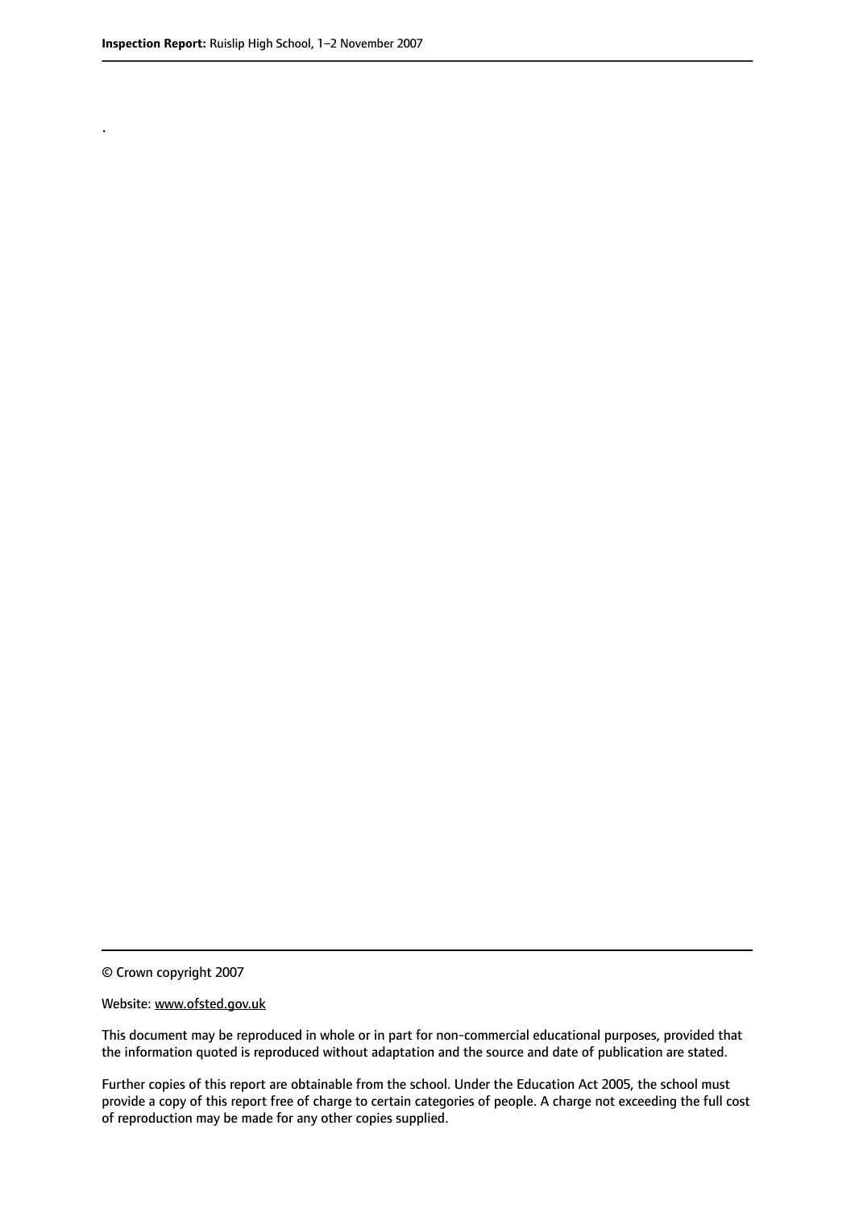.

© Crown copyright 2007

Website: www.ofsted.gov.uk

This document may be reproduced in whole or in part for non-commercial educational purposes, provided that the information quoted is reproduced without adaptation and the source and date of publication are stated.

Further copies of this report are obtainable from the school. Under the Education Act 2005, the school must provide a copy of this report free of charge to certain categories of people. A charge not exceeding the full cost of reproduction may be made for any other copies supplied.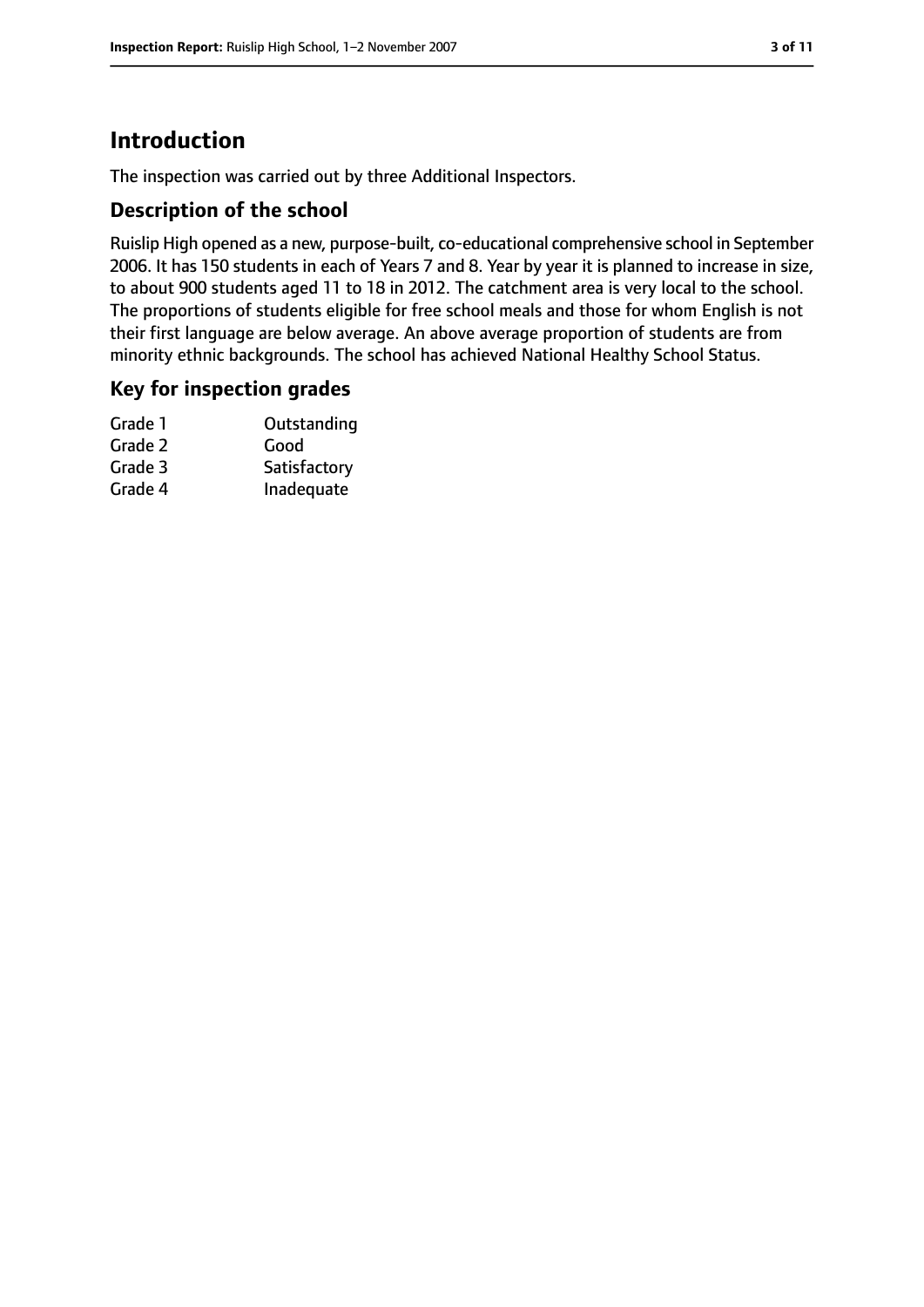# Introduction

The inspection was carried out by three Additional Inspectors.

## Description of the school

Ruislip High opened as a new, purpose-built, co-educational comprehensive school in September 2006. It has 150 students in each of Years 7 and 8. Year by year it is planned to increase in size, to about 900 students aged 11 to 18 in 2012. The catchment area is very local to the school. The proportions of students eligible for free school meals and those for whom English is not their first language are below average. An above average proportion of students are from minority ethnic backgrounds. The school has achieved National Healthy School Status.

## Key for inspection grades

| | |
|---|---|
| Grade 1 | Outstanding |
| Grade 2 | Good |
| Grade 3 | Satisfactory |
| Grade 4 | Inadequate |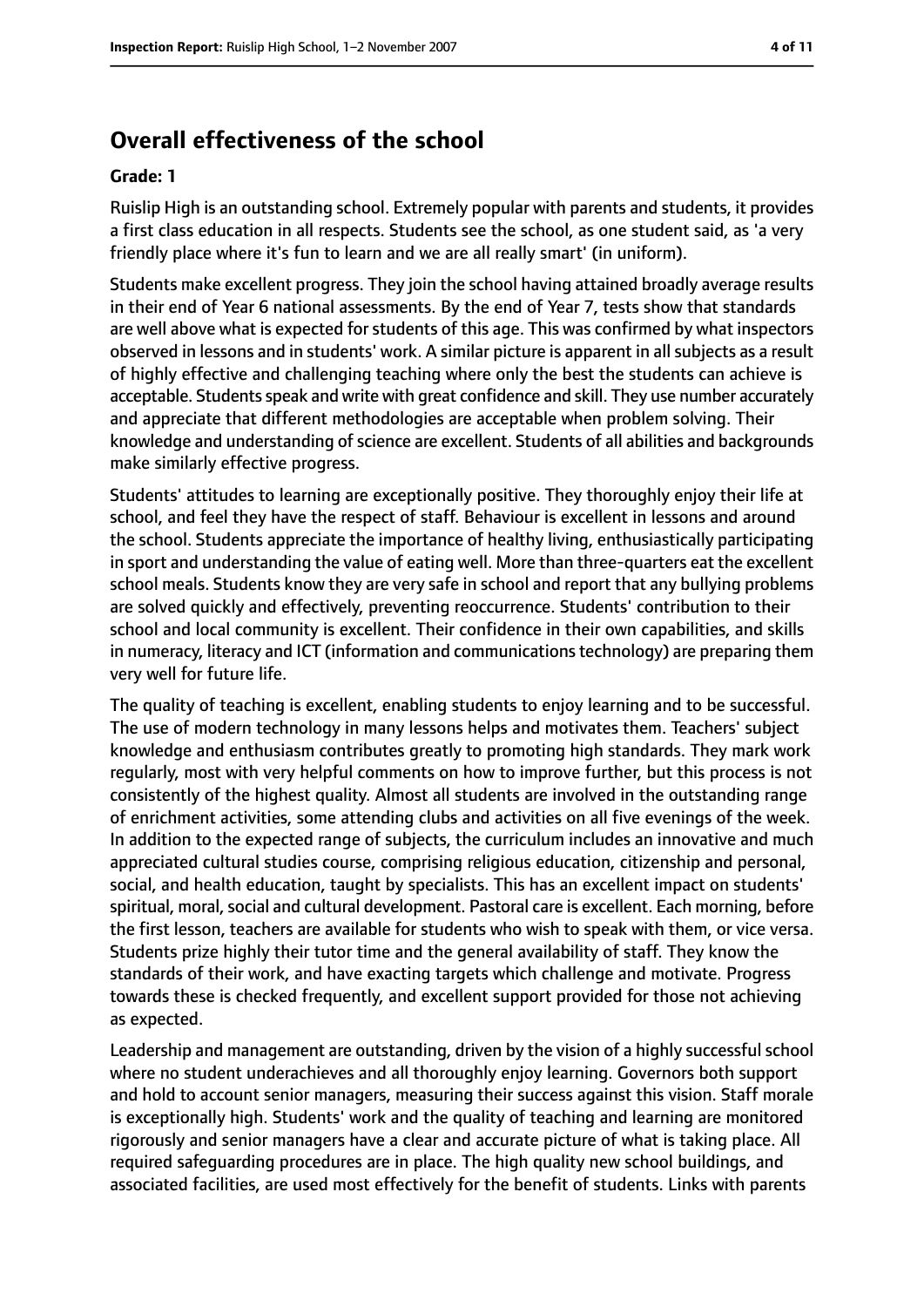## Overall effectiveness of the school

**Grade: 1**

Ruislip High is an outstanding school. Extremely popular with parents and students, it provides a first class education in all respects. Students see the school, as one student said, as 'a very friendly place where it's fun to learn and we are all really smart' (in uniform).

Students make excellent progress. They join the school having attained broadly average results in their end of Year 6 national assessments. By the end of Year 7, tests show that standards are well above what is expected for students of this age. This was confirmed by what inspectors observed in lessons and in students' work. A similar picture is apparent in all subjects as a result of highly effective and challenging teaching where only the best the students can achieve is acceptable. Students speak and write with great confidence and skill. They use number accurately and appreciate that different methodologies are acceptable when problem solving. Their knowledge and understanding of science are excellent. Students of all abilities and backgrounds make similarly effective progress.

Students' attitudes to learning are exceptionally positive. They thoroughly enjoy their life at school, and feel they have the respect of staff. Behaviour is excellent in lessons and around the school. Students appreciate the importance of healthy living, enthusiastically participating in sport and understanding the value of eating well. More than three-quarters eat the excellent school meals. Students know they are very safe in school and report that any bullying problems are solved quickly and effectively, preventing reoccurrence. Students' contribution to their school and local community is excellent. Their confidence in their own capabilities, and skills in numeracy, literacy and ICT (information and communications technology) are preparing them very well for future life.

The quality of teaching is excellent, enabling students to enjoy learning and to be successful. The use of modern technology in many lessons helps and motivates them. Teachers' subject knowledge and enthusiasm contributes greatly to promoting high standards. They mark work regularly, most with very helpful comments on how to improve further, but this process is not consistently of the highest quality. Almost all students are involved in the outstanding range of enrichment activities, some attending clubs and activities on all five evenings of the week. In addition to the expected range of subjects, the curriculum includes an innovative and much appreciated cultural studies course, comprising religious education, citizenship and personal, social, and health education, taught by specialists. This has an excellent impact on students' spiritual, moral, social and cultural development. Pastoral care is excellent. Each morning, before the first lesson, teachers are available for students who wish to speak with them, or vice versa. Students prize highly their tutor time and the general availability of staff. They know the standards of their work, and have exacting targets which challenge and motivate. Progress towards these is checked frequently, and excellent support provided for those not achieving as expected.

Leadership and management are outstanding, driven by the vision of a highly successful school where no student underachieves and all thoroughly enjoy learning. Governors both support and hold to account senior managers, measuring their success against this vision. Staff morale is exceptionally high. Students' work and the quality of teaching and learning are monitored rigorously and senior managers have a clear and accurate picture of what is taking place. All required safeguarding procedures are in place. The high quality new school buildings, and associated facilities, are used most effectively for the benefit of students. Links with parents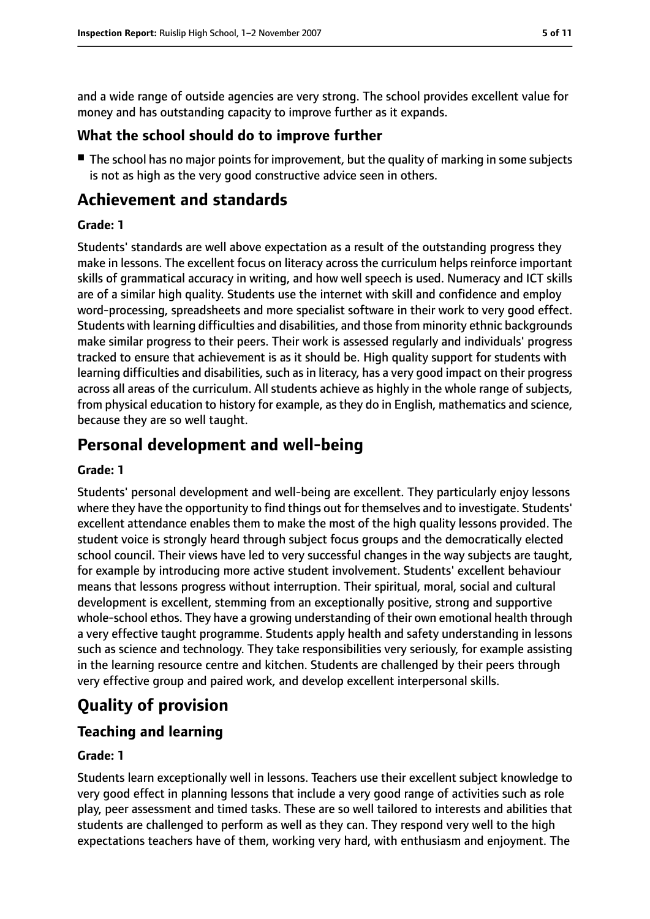and a wide range of outside agencies are very strong. The school provides excellent value for money and has outstanding capacity to improve further as it expands.

### What the school should do to improve further

- The school has no major points for improvement, but the quality of marking in some subjects is not as high as the very good constructive advice seen in others.

## Achievement and standards

#### Grade: 1

Students' standards are well above expectation as a result of the outstanding progress they make in lessons. The excellent focus on literacy across the curriculum helps reinforce important skills of grammatical accuracy in writing, and how well speech is used. Numeracy and ICT skills are of a similar high quality. Students use the internet with skill and confidence and employ word-processing, spreadsheets and more specialist software in their work to very good effect. Students with learning difficulties and disabilities, and those from minority ethnic backgrounds make similar progress to their peers. Their work is assessed regularly and individuals' progress tracked to ensure that achievement is as it should be. High quality support for students with learning difficulties and disabilities, such as in literacy, has a very good impact on their progress across all areas of the curriculum. All students achieve as highly in the whole range of subjects, from physical education to history for example, as they do in English, mathematics and science, because they are so well taught.

## Personal development and well-being

#### Grade: 1

Students' personal development and well-being are excellent. They particularly enjoy lessons where they have the opportunity to find things out for themselves and to investigate. Students' excellent attendance enables them to make the most of the high quality lessons provided. The student voice is strongly heard through subject focus groups and the democratically elected school council. Their views have led to very successful changes in the way subjects are taught, for example by introducing more active student involvement. Students' excellent behaviour means that lessons progress without interruption. Their spiritual, moral, social and cultural development is excellent, stemming from an exceptionally positive, strong and supportive whole-school ethos. They have a growing understanding of their own emotional health through a very effective taught programme. Students apply health and safety understanding in lessons such as science and technology. They take responsibilities very seriously, for example assisting in the learning resource centre and kitchen. Students are challenged by their peers through very effective group and paired work, and develop excellent interpersonal skills.

## Quality of provision

### Teaching and learning

#### Grade: 1

Students learn exceptionally well in lessons. Teachers use their excellent subject knowledge to very good effect in planning lessons that include a very good range of activities such as role play, peer assessment and timed tasks. These are so well tailored to interests and abilities that students are challenged to perform as well as they can. They respond very well to the high expectations teachers have of them, working very hard, with enthusiasm and enjoyment. The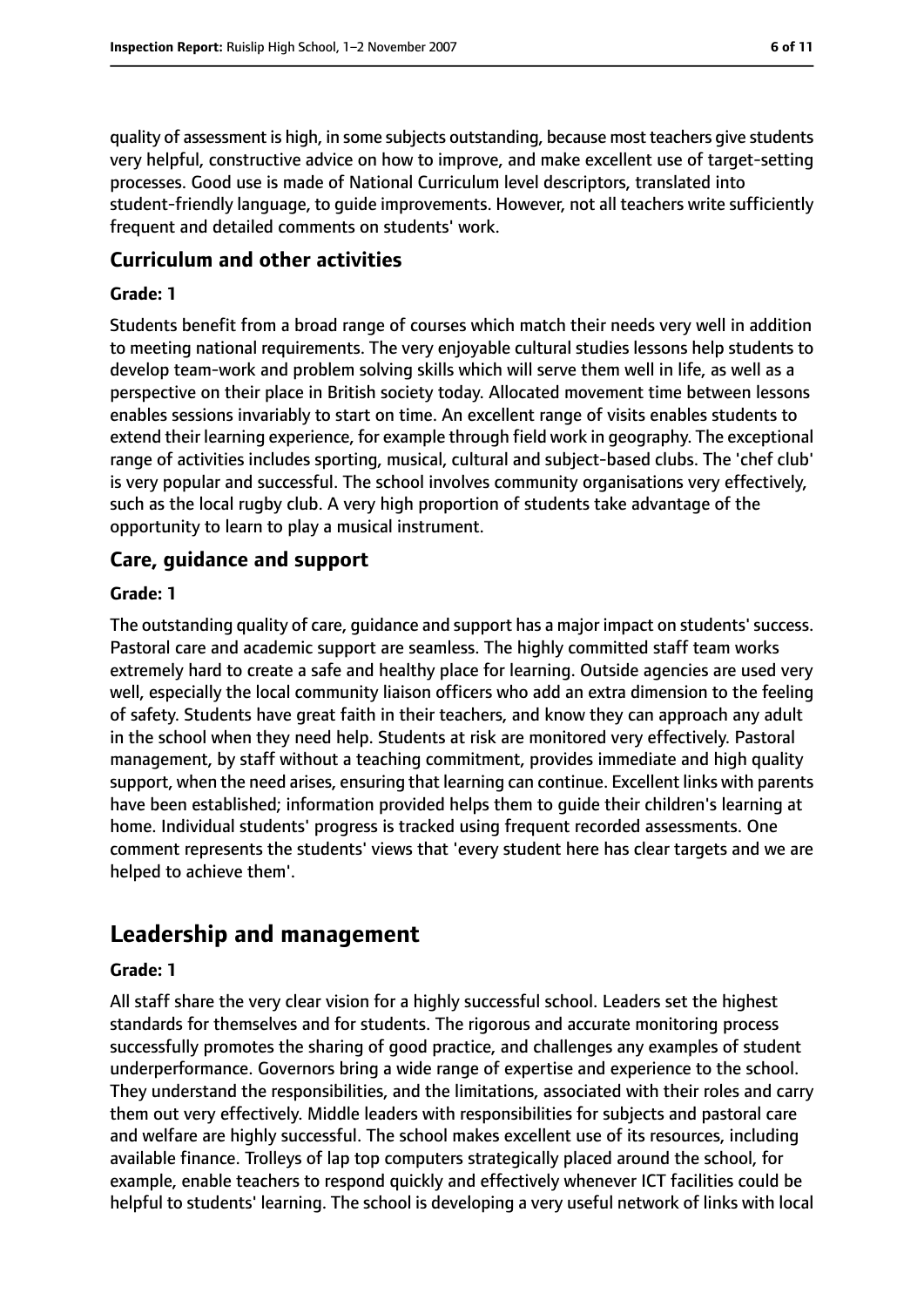quality of assessment is high, in some subjects outstanding, because most teachers give students very helpful, constructive advice on how to improve, and make excellent use of target-setting processes. Good use is made of National Curriculum level descriptors, translated into student-friendly language, to guide improvements. However, not all teachers write sufficiently frequent and detailed comments on students' work.

### Curriculum and other activities

#### Grade: 1

Students benefit from a broad range of courses which match their needs very well in addition to meeting national requirements. The very enjoyable cultural studies lessons help students to develop team-work and problem solving skills which will serve them well in life, as well as a perspective on their place in British society today. Allocated movement time between lessons enables sessions invariably to start on time. An excellent range of visits enables students to extend their learning experience, for example through field work in geography. The exceptional range of activities includes sporting, musical, cultural and subject-based clubs. The 'chef club' is very popular and successful. The school involves community organisations very effectively, such as the local rugby club. A very high proportion of students take advantage of the opportunity to learn to play a musical instrument.

### Care, guidance and support

#### Grade: 1

The outstanding quality of care, guidance and support has a major impact on students' success. Pastoral care and academic support are seamless. The highly committed staff team works extremely hard to create a safe and healthy place for learning. Outside agencies are used very well, especially the local community liaison officers who add an extra dimension to the feeling of safety. Students have great faith in their teachers, and know they can approach any adult in the school when they need help. Students at risk are monitored very effectively. Pastoral management, by staff without a teaching commitment, provides immediate and high quality support, when the need arises, ensuring that learning can continue. Excellent links with parents have been established; information provided helps them to guide their children's learning at home. Individual students' progress is tracked using frequent recorded assessments. One comment represents the students' views that 'every student here has clear targets and we are helped to achieve them'.

## Leadership and management

#### Grade: 1

All staff share the very clear vision for a highly successful school. Leaders set the highest standards for themselves and for students. The rigorous and accurate monitoring process successfully promotes the sharing of good practice, and challenges any examples of student underperformance. Governors bring a wide range of expertise and experience to the school. They understand the responsibilities, and the limitations, associated with their roles and carry them out very effectively. Middle leaders with responsibilities for subjects and pastoral care and welfare are highly successful. The school makes excellent use of its resources, including available finance. Trolleys of lap top computers strategically placed around the school, for example, enable teachers to respond quickly and effectively whenever ICT facilities could be helpful to students' learning. The school is developing a very useful network of links with local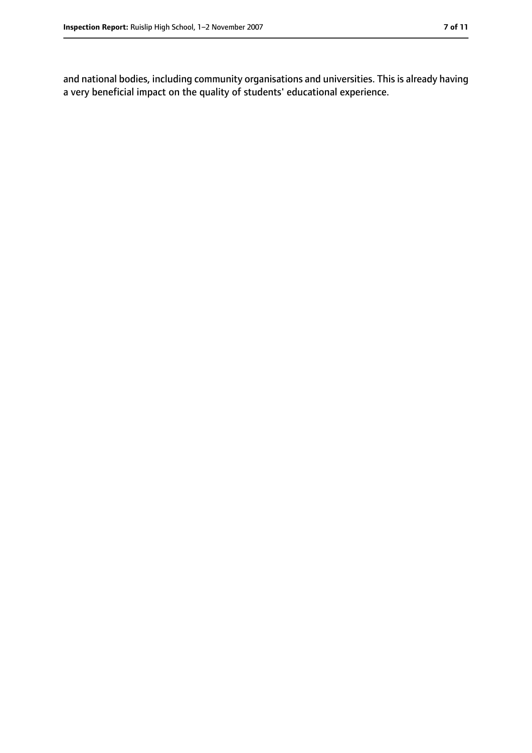and national bodies, including community organisations and universities. This is already having a very beneficial impact on the quality of students' educational experience.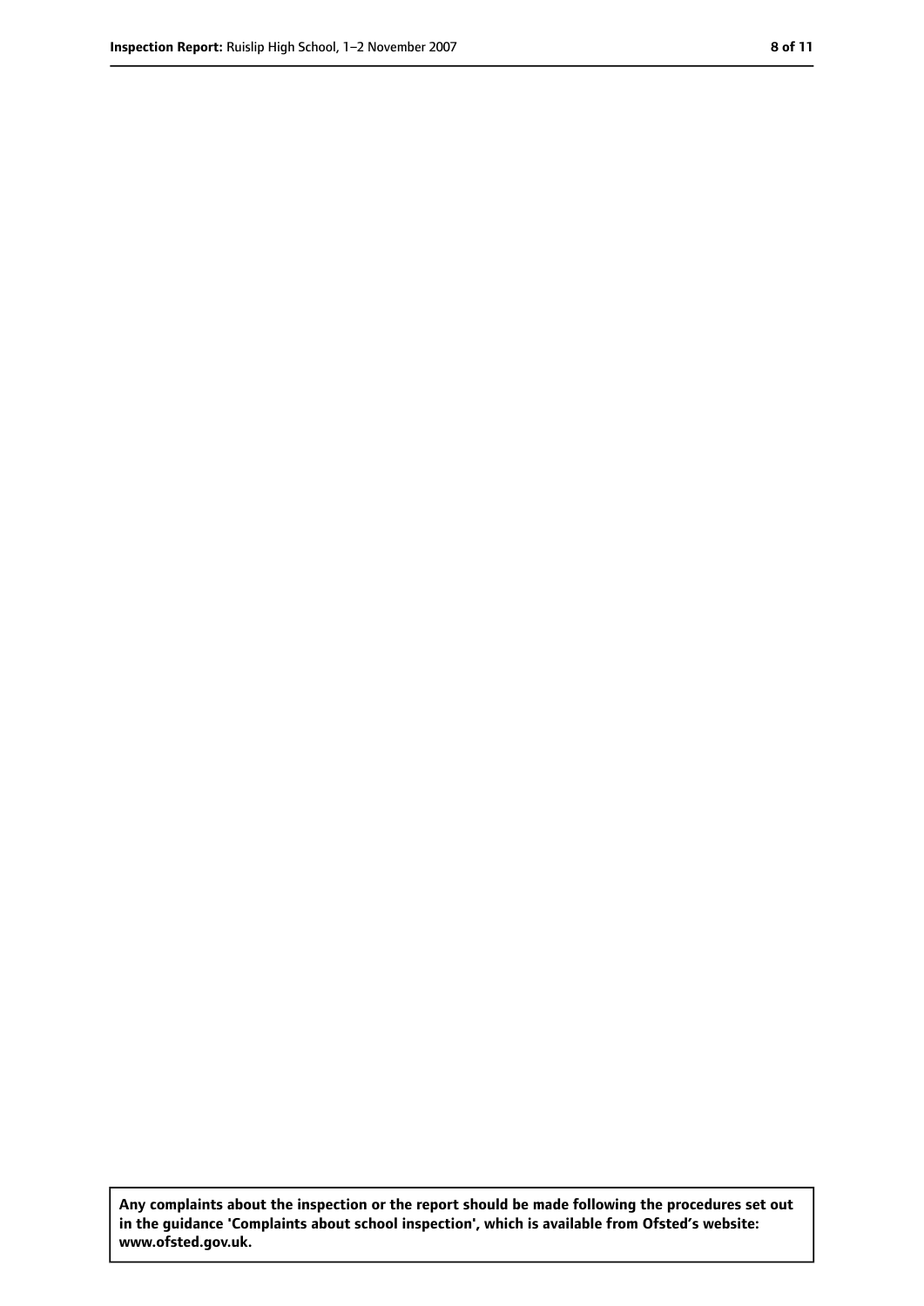**Any complaints about the inspection or the report should be made following the procedures set out in the guidance 'Complaints about school inspection', which is available from Ofsted's website: www.ofsted.gov.uk.**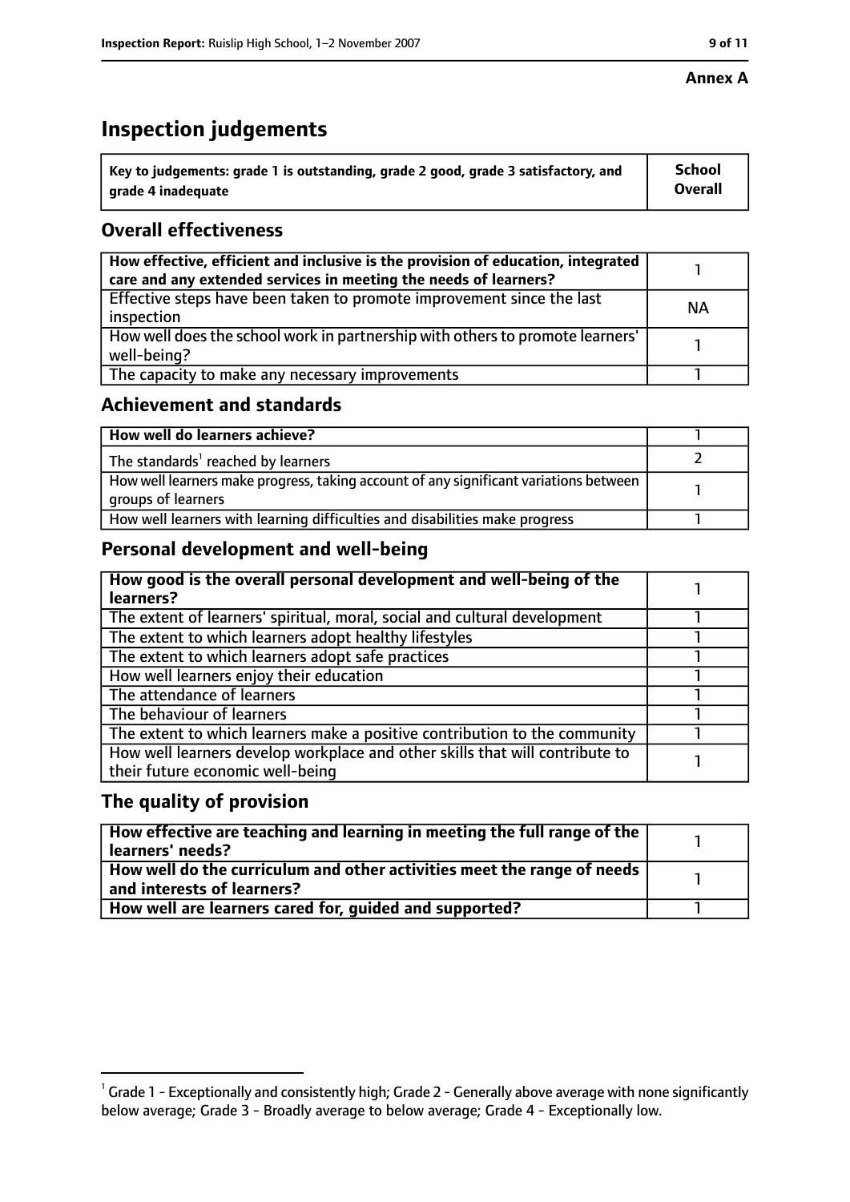**Annex A**

# Inspection judgements

| Key to judgements: grade 1 is outstanding, grade 2 good, grade 3 satisfactory, and grade 4 inadequate | School Overall |
|---|---|

## Overall effectiveness

| | |
|---|---|
| How effective, efficient and inclusive is the provision of education, integrated care and any extended services in meeting the needs of learners? | 1 |
| Effective steps have been taken to promote improvement since the last inspection | NA |
| How well does the school work in partnership with others to promote learners' well-being? | 1 |
| The capacity to make any necessary improvements | 1 |

## Achievement and standards

| | |
|---|---|
| How well do learners achieve? | 1 |
| The standards[1] reached by learners | 2 |
| How well learners make progress, taking account of any significant variations between groups of learners | 1 |
| How well learners with learning difficulties and disabilities make progress | 1 |

## Personal development and well-being

| | |
|---|---|
| How good is the overall personal development and well-being of the learners? | 1 |
| The extent of learners' spiritual, moral, social and cultural development | 1 |
| The extent to which learners adopt healthy lifestyles | 1 |
| The extent to which learners adopt safe practices | 1 |
| How well learners enjoy their education | 1 |
| The attendance of learners | 1 |
| The behaviour of learners | 1 |
| The extent to which learners make a positive contribution to the community | 1 |
| How well learners develop workplace and other skills that will contribute to their future economic well-being | 1 |

## The quality of provision

| | |
|---|---|
| How effective are teaching and learning in meeting the full range of the learners' needs? | 1 |
| How well do the curriculum and other activities meet the range of needs and interests of learners? | 1 |
| How well are learners cared for, guided and supported? | 1 |

[1] Grade 1 - Exceptionally and consistently high; Grade 2 - Generally above average with none significantly below average; Grade 3 - Broadly average to below average; Grade 4 - Exceptionally low.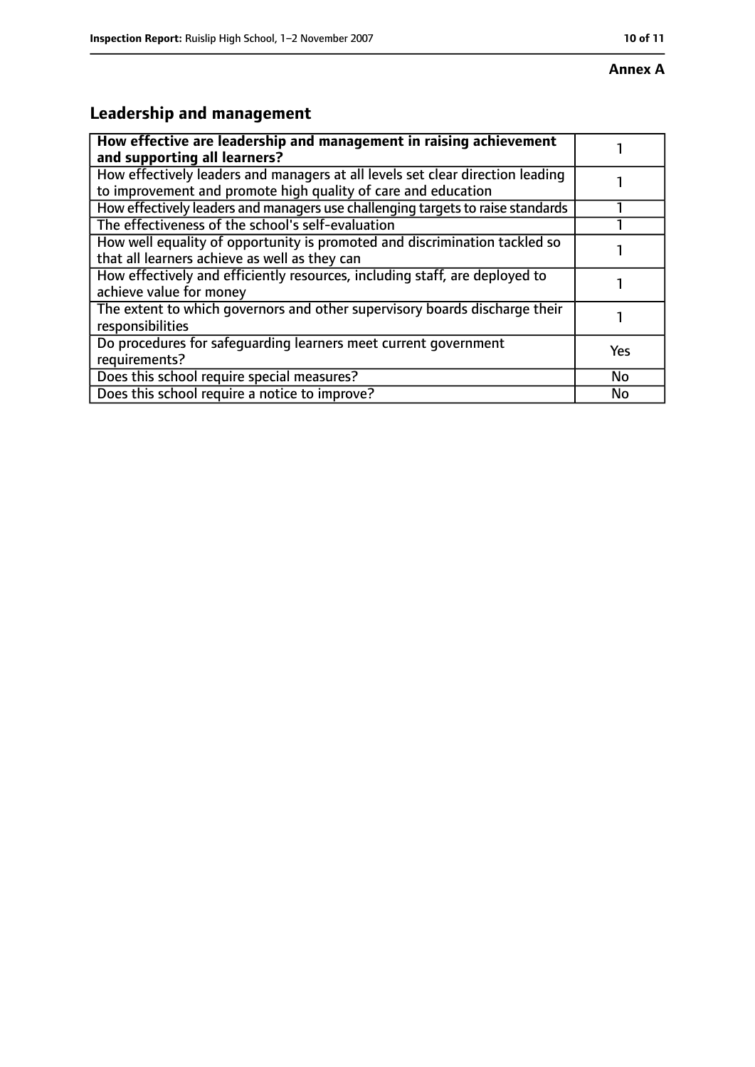**Annex A**

## Leadership and management

| **How effective are leadership and management in raising achievement and supporting all learners?** | 1 |
|---|---|
| How effectively leaders and managers at all levels set clear direction leading to improvement and promote high quality of care and education | 1 |
| How effectively leaders and managers use challenging targets to raise standards | 1 |
| The effectiveness of the school's self-evaluation | 1 |
| How well equality of opportunity is promoted and discrimination tackled so that all learners achieve as well as they can | 1 |
| How effectively and efficiently resources, including staff, are deployed to achieve value for money | 1 |
| The extent to which governors and other supervisory boards discharge their responsibilities | 1 |
| Do procedures for safeguarding learners meet current government requirements? | Yes |
| Does this school require special measures? | No |
| Does this school require a notice to improve? | No |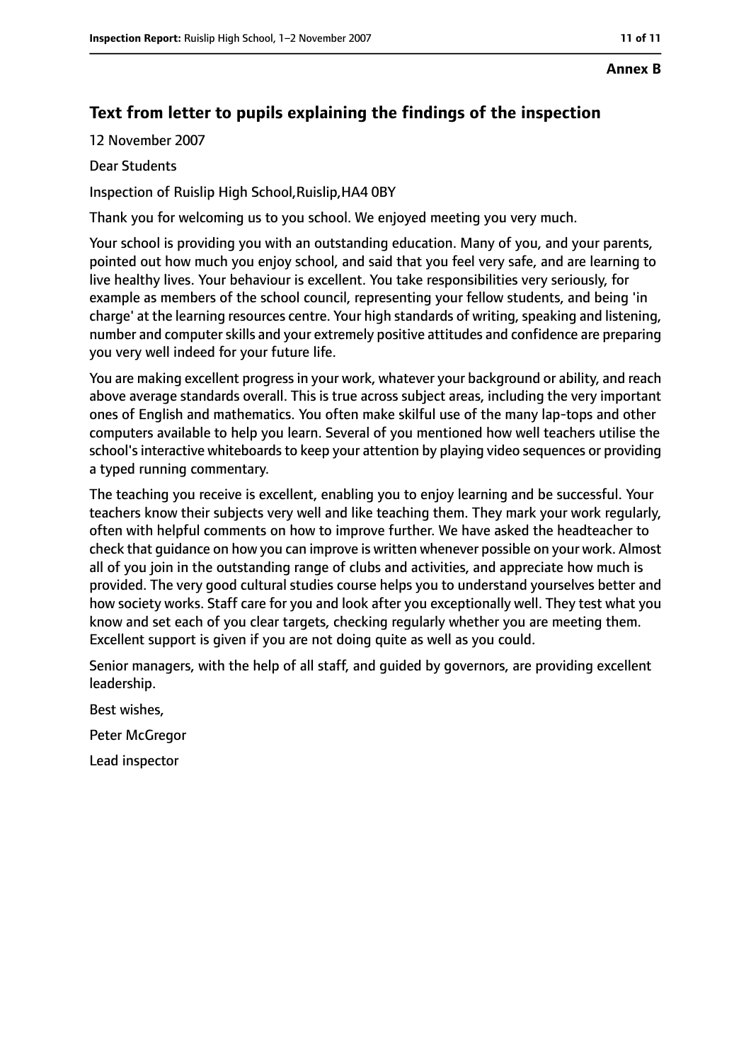**Annex B**

## Text from letter to pupils explaining the findings of the inspection

12 November 2007

Dear Students

Inspection of Ruislip High School,Ruislip,HA4 0BY

Thank you for welcoming us to you school. We enjoyed meeting you very much.

Your school is providing you with an outstanding education. Many of you, and your parents, pointed out how much you enjoy school, and said that you feel very safe, and are learning to live healthy lives. Your behaviour is excellent. You take responsibilities very seriously, for example as members of the school council, representing your fellow students, and being 'in charge' at the learning resources centre. Your high standards of writing, speaking and listening, number and computer skills and your extremely positive attitudes and confidence are preparing you very well indeed for your future life.

You are making excellent progress in your work, whatever your background or ability, and reach above average standards overall. This is true across subject areas, including the very important ones of English and mathematics. You often make skilful use of the many lap-tops and other computers available to help you learn. Several of you mentioned how well teachers utilise the school's interactive whiteboards to keep your attention by playing video sequences or providing a typed running commentary.

The teaching you receive is excellent, enabling you to enjoy learning and be successful. Your teachers know their subjects very well and like teaching them. They mark your work regularly, often with helpful comments on how to improve further. We have asked the headteacher to check that guidance on how you can improve is written whenever possible on your work. Almost all of you join in the outstanding range of clubs and activities, and appreciate how much is provided. The very good cultural studies course helps you to understand yourselves better and how society works. Staff care for you and look after you exceptionally well. They test what you know and set each of you clear targets, checking regularly whether you are meeting them. Excellent support is given if you are not doing quite as well as you could.

Senior managers, with the help of all staff, and guided by governors, are providing excellent leadership.

Best wishes,

Peter McGregor

Lead inspector